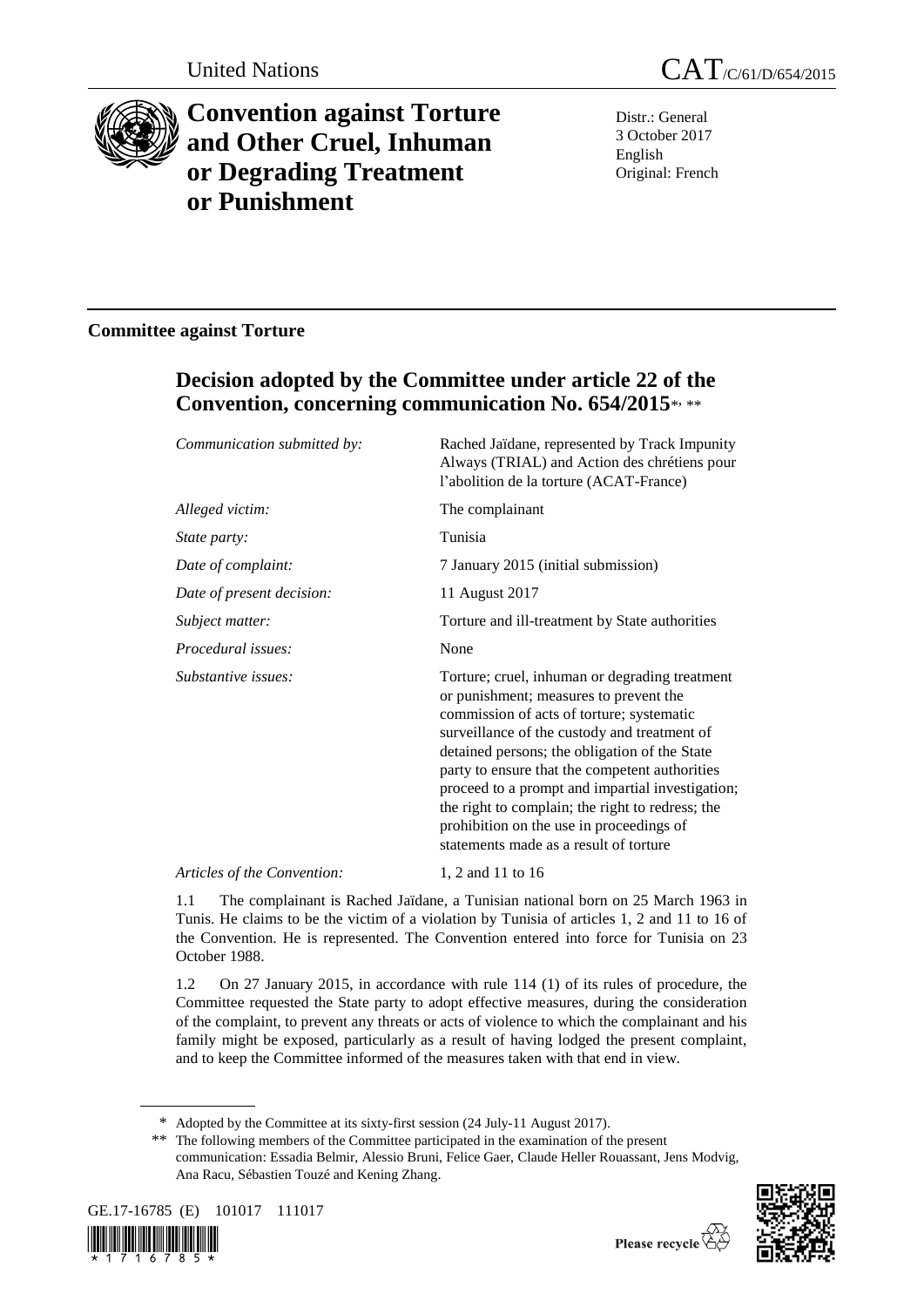United Nations | CAT/C/61/D/654/2015

# Convention against Torture and Other Cruel, Inhuman or Degrading Treatment or Punishment

Distr.: General
3 October 2017
English
Original: French

## Committee against Torture

## Decision adopted by the Committee under article 22 of the Convention, concerning communication No. 654/2015*, **

| | |
|---|---|
| *Communication submitted by:* | Rached Jaïdane, represented by Track Impunity Always (TRIAL) and Action des chrétiens pour l'abolition de la torture (ACAT-France) |
| *Alleged victim:* | The complainant |
| *State party:* | Tunisia |
| *Date of complaint:* | 7 January 2015 (initial submission) |
| *Date of present decision:* | 11 August 2017 |
| *Subject matter:* | Torture and ill-treatment by State authorities |
| *Procedural issues:* | None |
| *Substantive issues:* | Torture; cruel, inhuman or degrading treatment or punishment; measures to prevent the commission of acts of torture; systematic surveillance of the custody and treatment of detained persons; the obligation of the State party to ensure that the competent authorities proceed to a prompt and impartial investigation; the right to complain; the right to redress; the prohibition on the use in proceedings of statements made as a result of torture |
| *Articles of the Convention:* | 1, 2 and 11 to 16 |

1.1 The complainant is Rached Jaïdane, a Tunisian national born on 25 March 1963 in Tunis. He claims to be the victim of a violation by Tunisia of articles 1, 2 and 11 to 16 of the Convention. He is represented. The Convention entered into force for Tunisia on 23 October 1988.

1.2 On 27 January 2015, in accordance with rule 114 (1) of its rules of procedure, the Committee requested the State party to adopt effective measures, during the consideration of the complaint, to prevent any threats or acts of violence to which the complainant and his family might be exposed, particularly as a result of having lodged the present complaint, and to keep the Committee informed of the measures taken with that end in view.

\* Adopted by the Committee at its sixty-first session (24 July-11 August 2017).

\*\* The following members of the Committee participated in the examination of the present communication: Essadia Belmir, Alessio Bruni, Felice Gaer, Claude Heller Rouassant, Jens Modvig, Ana Racu, Sébastien Touzé and Kening Zhang.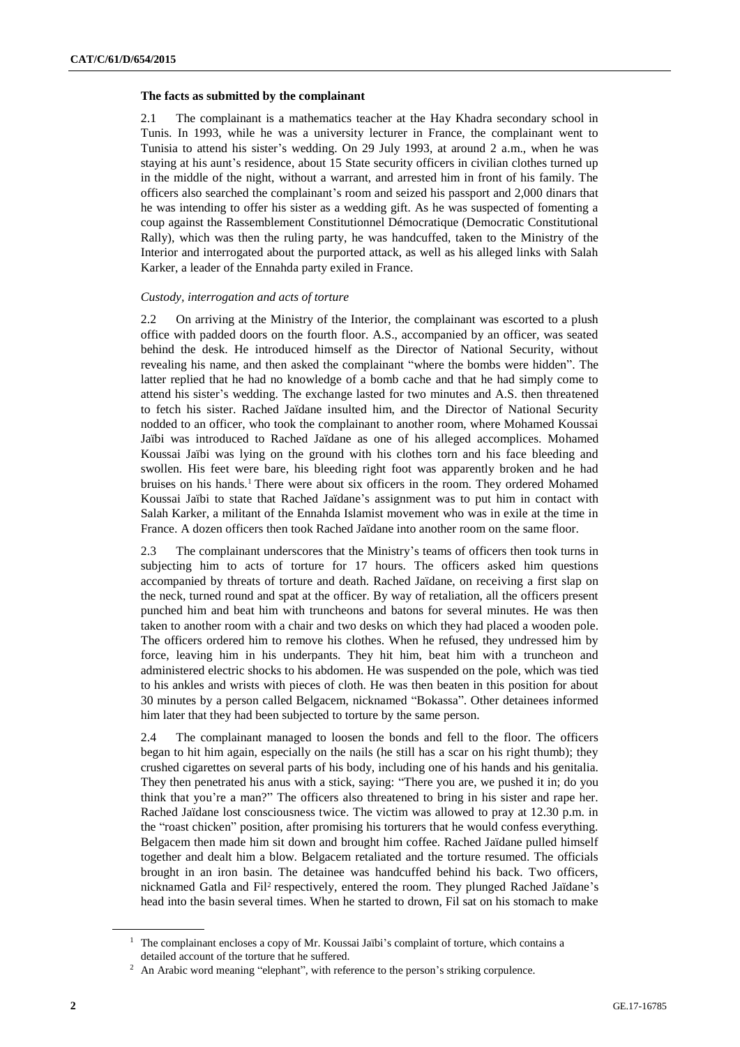### The facts as submitted by the complainant

2.1 The complainant is a mathematics teacher at the Hay Khadra secondary school in Tunis. In 1993, while he was a university lecturer in France, the complainant went to Tunisia to attend his sister's wedding. On 29 July 1993, at around 2 a.m., when he was staying at his aunt's residence, about 15 State security officers in civilian clothes turned up in the middle of the night, without a warrant, and arrested him in front of his family. The officers also searched the complainant's room and seized his passport and 2,000 dinars that he was intending to offer his sister as a wedding gift. As he was suspected of fomenting a coup against the Rassemblement Constitutionnel Démocratique (Democratic Constitutional Rally), which was then the ruling party, he was handcuffed, taken to the Ministry of the Interior and interrogated about the purported attack, as well as his alleged links with Salah Karker, a leader of the Ennahda party exiled in France.

#### *Custody, interrogation and acts of torture*

2.2 On arriving at the Ministry of the Interior, the complainant was escorted to a plush office with padded doors on the fourth floor. A.S., accompanied by an officer, was seated behind the desk. He introduced himself as the Director of National Security, without revealing his name, and then asked the complainant "where the bombs were hidden". The latter replied that he had no knowledge of a bomb cache and that he had simply come to attend his sister's wedding. The exchange lasted for two minutes and A.S. then threatened to fetch his sister. Rached Jaïdane insulted him, and the Director of National Security nodded to an officer, who took the complainant to another room, where Mohamed Koussai Jaïbi was introduced to Rached Jaïdane as one of his alleged accomplices. Mohamed Koussai Jaïbi was lying on the ground with his clothes torn and his face bleeding and swollen. His feet were bare, his bleeding right foot was apparently broken and he had bruises on his hands.[1] There were about six officers in the room. They ordered Mohamed Koussai Jaïbi to state that Rached Jaïdane's assignment was to put him in contact with Salah Karker, a militant of the Ennahda Islamist movement who was in exile at the time in France. A dozen officers then took Rached Jaïdane into another room on the same floor.

2.3 The complainant underscores that the Ministry's teams of officers then took turns in subjecting him to acts of torture for 17 hours. The officers asked him questions accompanied by threats of torture and death. Rached Jaïdane, on receiving a first slap on the neck, turned round and spat at the officer. By way of retaliation, all the officers present punched him and beat him with truncheons and batons for several minutes. He was then taken to another room with a chair and two desks on which they had placed a wooden pole. The officers ordered him to remove his clothes. When he refused, they undressed him by force, leaving him in his underpants. They hit him, beat him with a truncheon and administered electric shocks to his abdomen. He was suspended on the pole, which was tied to his ankles and wrists with pieces of cloth. He was then beaten in this position for about 30 minutes by a person called Belgacem, nicknamed "Bokassa". Other detainees informed him later that they had been subjected to torture by the same person.

2.4 The complainant managed to loosen the bonds and fell to the floor. The officers began to hit him again, especially on the nails (he still has a scar on his right thumb); they crushed cigarettes on several parts of his body, including one of his hands and his genitalia. They then penetrated his anus with a stick, saying: "There you are, we pushed it in; do you think that you're a man?" The officers also threatened to bring in his sister and rape her. Rached Jaïdane lost consciousness twice. The victim was allowed to pray at 12.30 p.m. in the "roast chicken" position, after promising his torturers that he would confess everything. Belgacem then made him sit down and brought him coffee. Rached Jaïdane pulled himself together and dealt him a blow. Belgacem retaliated and the torture resumed. The officials brought in an iron basin. The detainee was handcuffed behind his back. Two officers, nicknamed Gatla and Fil[2] respectively, entered the room. They plunged Rached Jaïdane's head into the basin several times. When he started to drown, Fil sat on his stomach to make

[1] The complainant encloses a copy of Mr. Koussai Jaïbi's complaint of torture, which contains a detailed account of the torture that he suffered.

[2] An Arabic word meaning "elephant", with reference to the person's striking corpulence.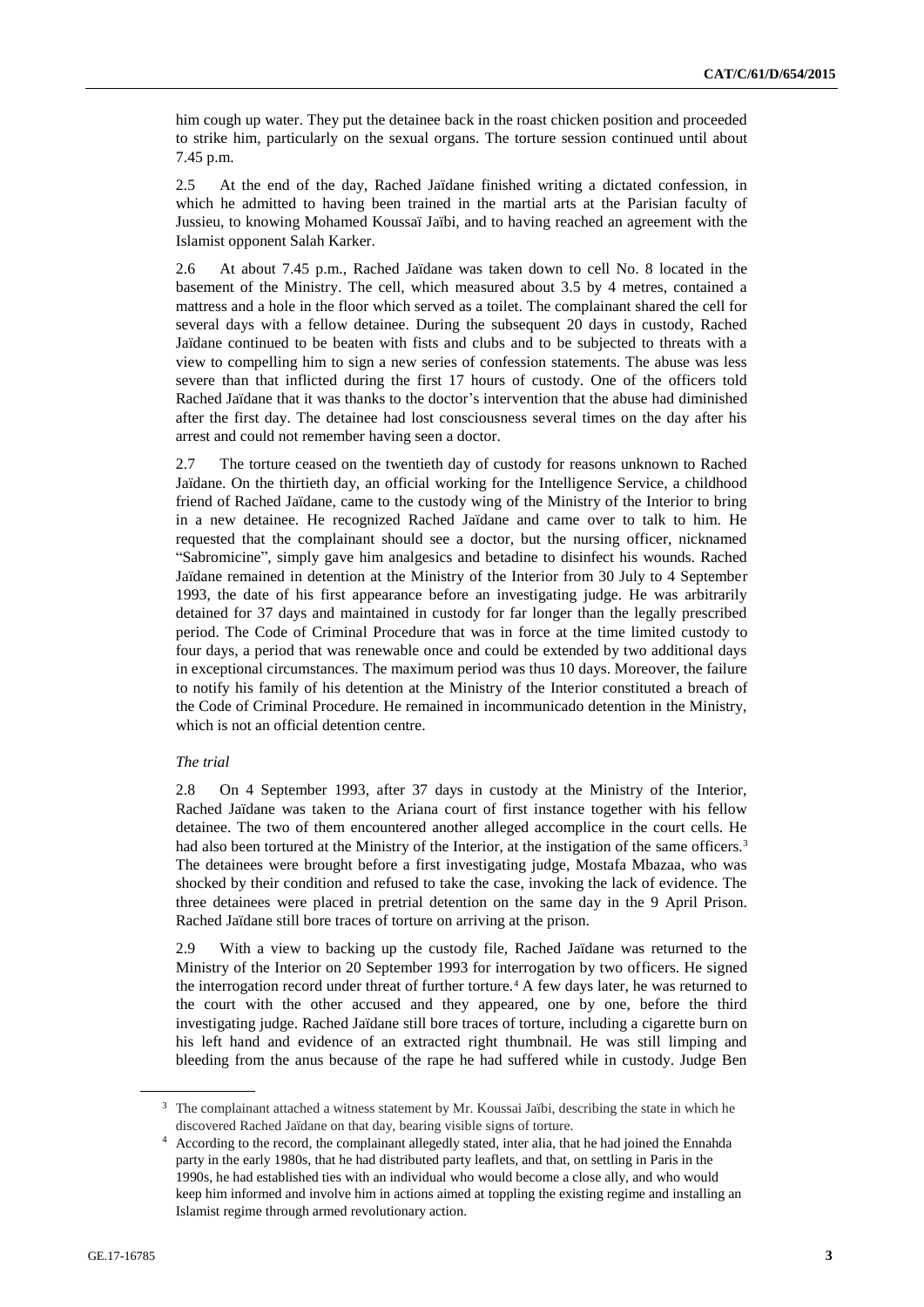him cough up water. They put the detainee back in the roast chicken position and proceeded to strike him, particularly on the sexual organs. The torture session continued until about 7.45 p.m.

2.5 At the end of the day, Rached Jaïdane finished writing a dictated confession, in which he admitted to having been trained in the martial arts at the Parisian faculty of Jussieu, to knowing Mohamed Koussaï Jaïbi, and to having reached an agreement with the Islamist opponent Salah Karker.

2.6 At about 7.45 p.m., Rached Jaïdane was taken down to cell No. 8 located in the basement of the Ministry. The cell, which measured about 3.5 by 4 metres, contained a mattress and a hole in the floor which served as a toilet. The complainant shared the cell for several days with a fellow detainee. During the subsequent 20 days in custody, Rached Jaïdane continued to be beaten with fists and clubs and to be subjected to threats with a view to compelling him to sign a new series of confession statements. The abuse was less severe than that inflicted during the first 17 hours of custody. One of the officers told Rached Jaïdane that it was thanks to the doctor's intervention that the abuse had diminished after the first day. The detainee had lost consciousness several times on the day after his arrest and could not remember having seen a doctor.

2.7 The torture ceased on the twentieth day of custody for reasons unknown to Rached Jaïdane. On the thirtieth day, an official working for the Intelligence Service, a childhood friend of Rached Jaïdane, came to the custody wing of the Ministry of the Interior to bring in a new detainee. He recognized Rached Jaïdane and came over to talk to him. He requested that the complainant should see a doctor, but the nursing officer, nicknamed "Sabromicine", simply gave him analgesics and betadine to disinfect his wounds. Rached Jaïdane remained in detention at the Ministry of the Interior from 30 July to 4 September 1993, the date of his first appearance before an investigating judge. He was arbitrarily detained for 37 days and maintained in custody for far longer than the legally prescribed period. The Code of Criminal Procedure that was in force at the time limited custody to four days, a period that was renewable once and could be extended by two additional days in exceptional circumstances. The maximum period was thus 10 days. Moreover, the failure to notify his family of his detention at the Ministry of the Interior constituted a breach of the Code of Criminal Procedure. He remained in incommunicado detention in the Ministry, which is not an official detention centre.

*The trial*

2.8 On 4 September 1993, after 37 days in custody at the Ministry of the Interior, Rached Jaïdane was taken to the Ariana court of first instance together with his fellow detainee. The two of them encountered another alleged accomplice in the court cells. He had also been tortured at the Ministry of the Interior, at the instigation of the same officers.[3] The detainees were brought before a first investigating judge, Mostafa Mbazaa, who was shocked by their condition and refused to take the case, invoking the lack of evidence. The three detainees were placed in pretrial detention on the same day in the 9 April Prison. Rached Jaïdane still bore traces of torture on arriving at the prison.

2.9 With a view to backing up the custody file, Rached Jaïdane was returned to the Ministry of the Interior on 20 September 1993 for interrogation by two officers. He signed the interrogation record under threat of further torture.[4] A few days later, he was returned to the court with the other accused and they appeared, one by one, before the third investigating judge. Rached Jaïdane still bore traces of torture, including a cigarette burn on his left hand and evidence of an extracted right thumbnail. He was still limping and bleeding from the anus because of the rape he had suffered while in custody. Judge Ben

[3] The complainant attached a witness statement by Mr. Koussai Jaïbi, describing the state in which he discovered Rached Jaïdane on that day, bearing visible signs of torture.

[4] According to the record, the complainant allegedly stated, inter alia, that he had joined the Ennahda party in the early 1980s, that he had distributed party leaflets, and that, on settling in Paris in the 1990s, he had established ties with an individual who would become a close ally, and who would keep him informed and involve him in actions aimed at toppling the existing regime and installing an Islamist regime through armed revolutionary action.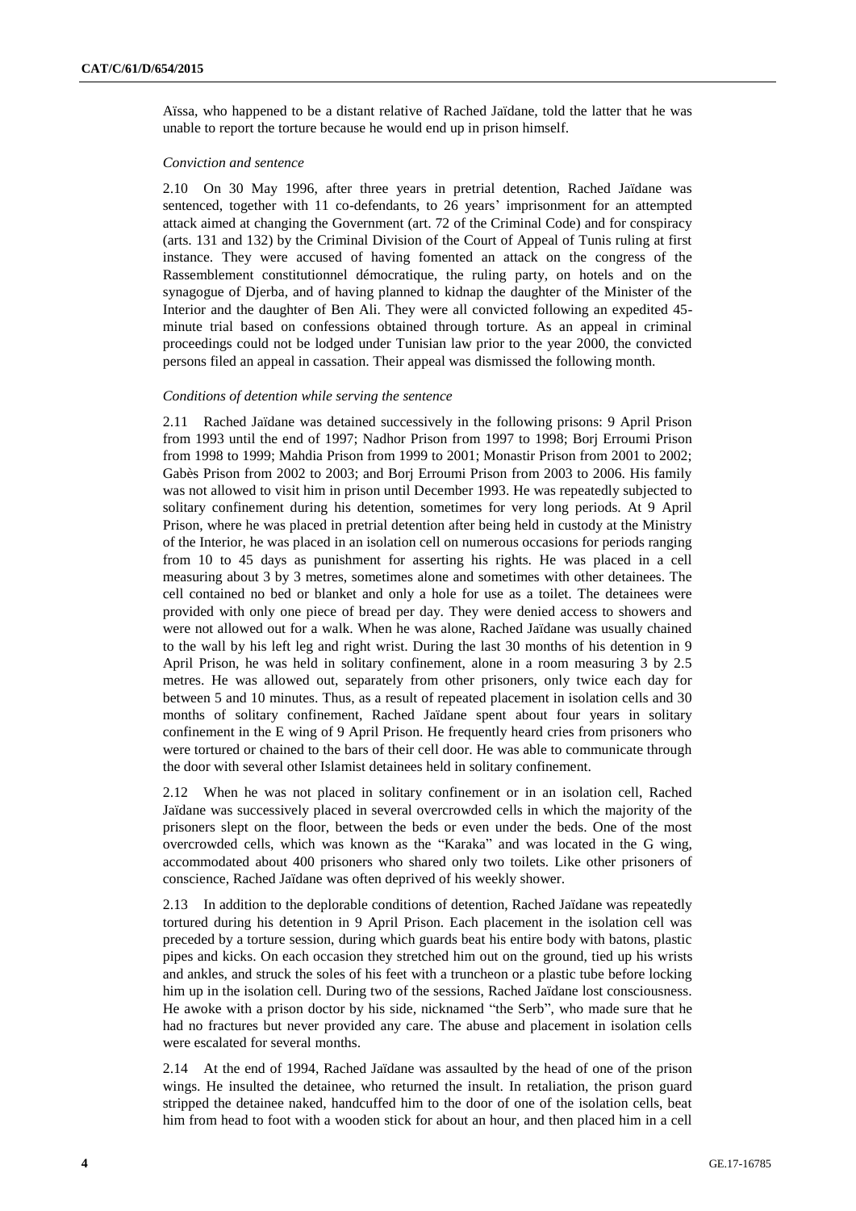Aïssa, who happened to be a distant relative of Rached Jaïdane, told the latter that he was unable to report the torture because he would end up in prison himself.

*Conviction and sentence*

2.10 On 30 May 1996, after three years in pretrial detention, Rached Jaïdane was sentenced, together with 11 co-defendants, to 26 years' imprisonment for an attempted attack aimed at changing the Government (art. 72 of the Criminal Code) and for conspiracy (arts. 131 and 132) by the Criminal Division of the Court of Appeal of Tunis ruling at first instance. They were accused of having fomented an attack on the congress of the Rassemblement constitutionnel démocratique, the ruling party, on hotels and on the synagogue of Djerba, and of having planned to kidnap the daughter of the Minister of the Interior and the daughter of Ben Ali. They were all convicted following an expedited 45-minute trial based on confessions obtained through torture. As an appeal in criminal proceedings could not be lodged under Tunisian law prior to the year 2000, the convicted persons filed an appeal in cassation. Their appeal was dismissed the following month.

*Conditions of detention while serving the sentence*

2.11 Rached Jaïdane was detained successively in the following prisons: 9 April Prison from 1993 until the end of 1997; Nadhor Prison from 1997 to 1998; Borj Erroumi Prison from 1998 to 1999; Mahdia Prison from 1999 to 2001; Monastir Prison from 2001 to 2002; Gabès Prison from 2002 to 2003; and Borj Erroumi Prison from 2003 to 2006. His family was not allowed to visit him in prison until December 1993. He was repeatedly subjected to solitary confinement during his detention, sometimes for very long periods. At 9 April Prison, where he was placed in pretrial detention after being held in custody at the Ministry of the Interior, he was placed in an isolation cell on numerous occasions for periods ranging from 10 to 45 days as punishment for asserting his rights. He was placed in a cell measuring about 3 by 3 metres, sometimes alone and sometimes with other detainees. The cell contained no bed or blanket and only a hole for use as a toilet. The detainees were provided with only one piece of bread per day. They were denied access to showers and were not allowed out for a walk. When he was alone, Rached Jaïdane was usually chained to the wall by his left leg and right wrist. During the last 30 months of his detention in 9 April Prison, he was held in solitary confinement, alone in a room measuring 3 by 2.5 metres. He was allowed out, separately from other prisoners, only twice each day for between 5 and 10 minutes. Thus, as a result of repeated placement in isolation cells and 30 months of solitary confinement, Rached Jaïdane spent about four years in solitary confinement in the E wing of 9 April Prison. He frequently heard cries from prisoners who were tortured or chained to the bars of their cell door. He was able to communicate through the door with several other Islamist detainees held in solitary confinement.

2.12 When he was not placed in solitary confinement or in an isolation cell, Rached Jaïdane was successively placed in several overcrowded cells in which the majority of the prisoners slept on the floor, between the beds or even under the beds. One of the most overcrowded cells, which was known as the "Karaka" and was located in the G wing, accommodated about 400 prisoners who shared only two toilets. Like other prisoners of conscience, Rached Jaïdane was often deprived of his weekly shower.

2.13 In addition to the deplorable conditions of detention, Rached Jaïdane was repeatedly tortured during his detention in 9 April Prison. Each placement in the isolation cell was preceded by a torture session, during which guards beat his entire body with batons, plastic pipes and kicks. On each occasion they stretched him out on the ground, tied up his wrists and ankles, and struck the soles of his feet with a truncheon or a plastic tube before locking him up in the isolation cell. During two of the sessions, Rached Jaïdane lost consciousness. He awoke with a prison doctor by his side, nicknamed "the Serb", who made sure that he had no fractures but never provided any care. The abuse and placement in isolation cells were escalated for several months.

2.14 At the end of 1994, Rached Jaïdane was assaulted by the head of one of the prison wings. He insulted the detainee, who returned the insult. In retaliation, the prison guard stripped the detainee naked, handcuffed him to the door of one of the isolation cells, beat him from head to foot with a wooden stick for about an hour, and then placed him in a cell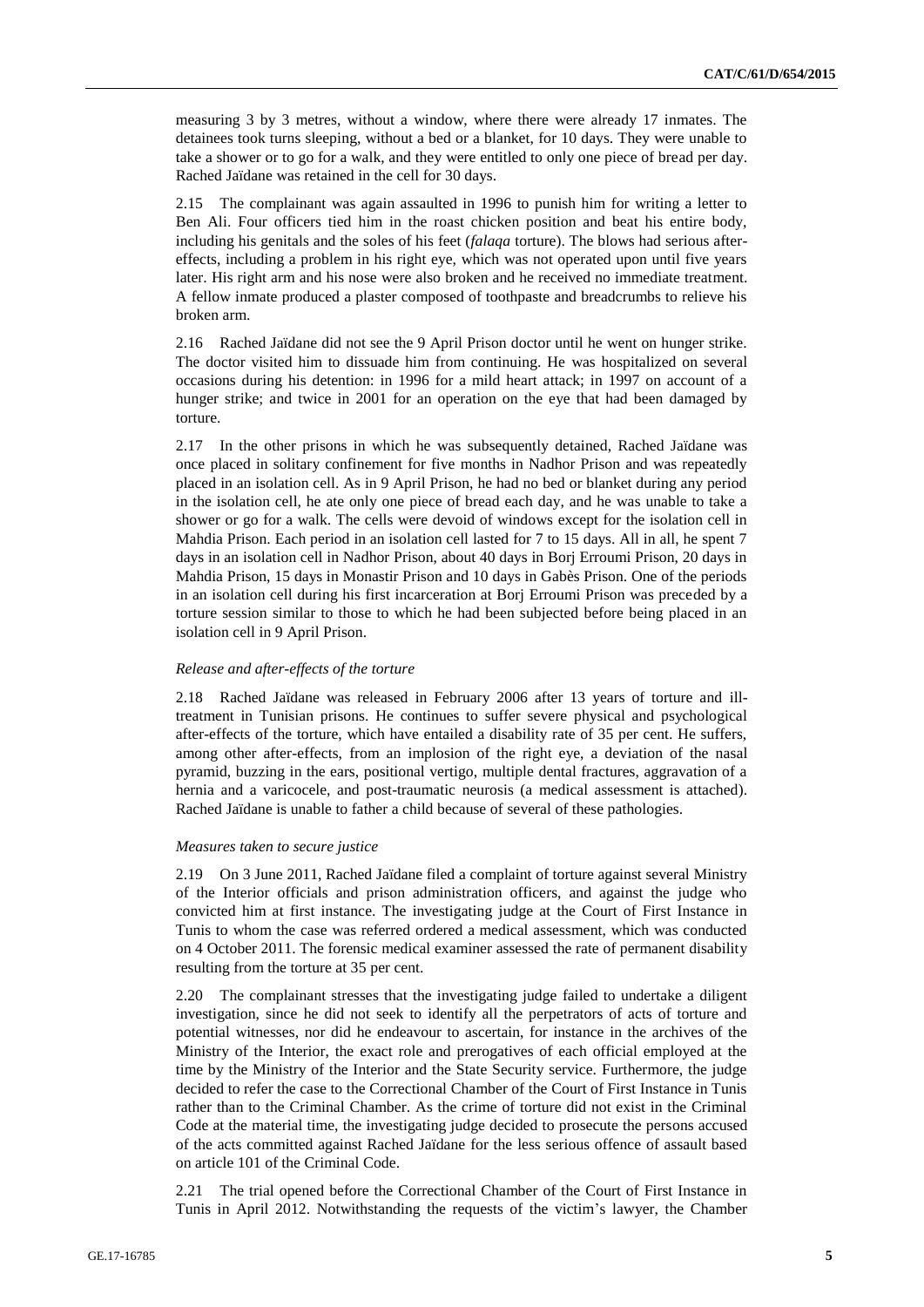measuring 3 by 3 metres, without a window, where there were already 17 inmates. The detainees took turns sleeping, without a bed or a blanket, for 10 days. They were unable to take a shower or to go for a walk, and they were entitled to only one piece of bread per day. Rached Jaïdane was retained in the cell for 30 days.

2.15 The complainant was again assaulted in 1996 to punish him for writing a letter to Ben Ali. Four officers tied him in the roast chicken position and beat his entire body, including his genitals and the soles of his feet (*falaqa* torture). The blows had serious after-effects, including a problem in his right eye, which was not operated upon until five years later. His right arm and his nose were also broken and he received no immediate treatment. A fellow inmate produced a plaster composed of toothpaste and breadcrumbs to relieve his broken arm.

2.16 Rached Jaïdane did not see the 9 April Prison doctor until he went on hunger strike. The doctor visited him to dissuade him from continuing. He was hospitalized on several occasions during his detention: in 1996 for a mild heart attack; in 1997 on account of a hunger strike; and twice in 2001 for an operation on the eye that had been damaged by torture.

2.17 In the other prisons in which he was subsequently detained, Rached Jaïdane was once placed in solitary confinement for five months in Nadhor Prison and was repeatedly placed in an isolation cell. As in 9 April Prison, he had no bed or blanket during any period in the isolation cell, he ate only one piece of bread each day, and he was unable to take a shower or go for a walk. The cells were devoid of windows except for the isolation cell in Mahdia Prison. Each period in an isolation cell lasted for 7 to 15 days. All in all, he spent 7 days in an isolation cell in Nadhor Prison, about 40 days in Borj Erroumi Prison, 20 days in Mahdia Prison, 15 days in Monastir Prison and 10 days in Gabès Prison. One of the periods in an isolation cell during his first incarceration at Borj Erroumi Prison was preceded by a torture session similar to those to which he had been subjected before being placed in an isolation cell in 9 April Prison.

*Release and after-effects of the torture*

2.18 Rached Jaïdane was released in February 2006 after 13 years of torture and ill-treatment in Tunisian prisons. He continues to suffer severe physical and psychological after-effects of the torture, which have entailed a disability rate of 35 per cent. He suffers, among other after-effects, from an implosion of the right eye, a deviation of the nasal pyramid, buzzing in the ears, positional vertigo, multiple dental fractures, aggravation of a hernia and a varicocele, and post-traumatic neurosis (a medical assessment is attached). Rached Jaïdane is unable to father a child because of several of these pathologies.

*Measures taken to secure justice*

2.19 On 3 June 2011, Rached Jaïdane filed a complaint of torture against several Ministry of the Interior officials and prison administration officers, and against the judge who convicted him at first instance. The investigating judge at the Court of First Instance in Tunis to whom the case was referred ordered a medical assessment, which was conducted on 4 October 2011. The forensic medical examiner assessed the rate of permanent disability resulting from the torture at 35 per cent.

2.20 The complainant stresses that the investigating judge failed to undertake a diligent investigation, since he did not seek to identify all the perpetrators of acts of torture and potential witnesses, nor did he endeavour to ascertain, for instance in the archives of the Ministry of the Interior, the exact role and prerogatives of each official employed at the time by the Ministry of the Interior and the State Security service. Furthermore, the judge decided to refer the case to the Correctional Chamber of the Court of First Instance in Tunis rather than to the Criminal Chamber. As the crime of torture did not exist in the Criminal Code at the material time, the investigating judge decided to prosecute the persons accused of the acts committed against Rached Jaïdane for the less serious offence of assault based on article 101 of the Criminal Code.

2.21 The trial opened before the Correctional Chamber of the Court of First Instance in Tunis in April 2012. Notwithstanding the requests of the victim's lawyer, the Chamber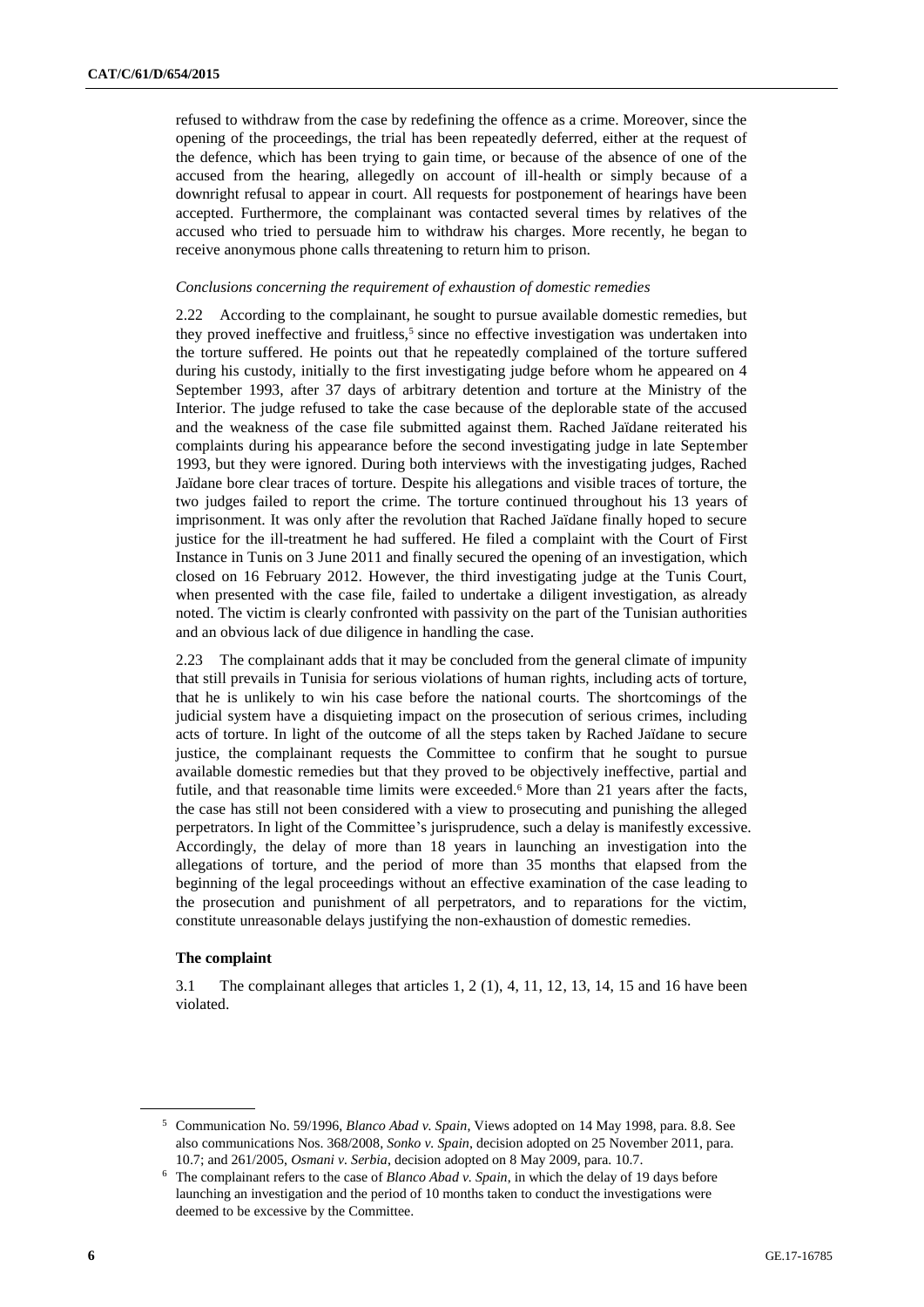refused to withdraw from the case by redefining the offence as a crime. Moreover, since the opening of the proceedings, the trial has been repeatedly deferred, either at the request of the defence, which has been trying to gain time, or because of the absence of one of the accused from the hearing, allegedly on account of ill-health or simply because of a downright refusal to appear in court. All requests for postponement of hearings have been accepted. Furthermore, the complainant was contacted several times by relatives of the accused who tried to persuade him to withdraw his charges. More recently, he began to receive anonymous phone calls threatening to return him to prison.

*Conclusions concerning the requirement of exhaustion of domestic remedies*

2.22 According to the complainant, he sought to pursue available domestic remedies, but they proved ineffective and fruitless,[5] since no effective investigation was undertaken into the torture suffered. He points out that he repeatedly complained of the torture suffered during his custody, initially to the first investigating judge before whom he appeared on 4 September 1993, after 37 days of arbitrary detention and torture at the Ministry of the Interior. The judge refused to take the case because of the deplorable state of the accused and the weakness of the case file submitted against them. Rached Jaïdane reiterated his complaints during his appearance before the second investigating judge in late September 1993, but they were ignored. During both interviews with the investigating judges, Rached Jaïdane bore clear traces of torture. Despite his allegations and visible traces of torture, the two judges failed to report the crime. The torture continued throughout his 13 years of imprisonment. It was only after the revolution that Rached Jaïdane finally hoped to secure justice for the ill-treatment he had suffered. He filed a complaint with the Court of First Instance in Tunis on 3 June 2011 and finally secured the opening of an investigation, which closed on 16 February 2012. However, the third investigating judge at the Tunis Court, when presented with the case file, failed to undertake a diligent investigation, as already noted. The victim is clearly confronted with passivity on the part of the Tunisian authorities and an obvious lack of due diligence in handling the case.

2.23 The complainant adds that it may be concluded from the general climate of impunity that still prevails in Tunisia for serious violations of human rights, including acts of torture, that he is unlikely to win his case before the national courts. The shortcomings of the judicial system have a disquieting impact on the prosecution of serious crimes, including acts of torture. In light of the outcome of all the steps taken by Rached Jaïdane to secure justice, the complainant requests the Committee to confirm that he sought to pursue available domestic remedies but that they proved to be objectively ineffective, partial and futile, and that reasonable time limits were exceeded.[6] More than 21 years after the facts, the case has still not been considered with a view to prosecuting and punishing the alleged perpetrators. In light of the Committee's jurisprudence, such a delay is manifestly excessive. Accordingly, the delay of more than 18 years in launching an investigation into the allegations of torture, and the period of more than 35 months that elapsed from the beginning of the legal proceedings without an effective examination of the case leading to the prosecution and punishment of all perpetrators, and to reparations for the victim, constitute unreasonable delays justifying the non-exhaustion of domestic remedies.

### The complaint

3.1 The complainant alleges that articles 1, 2 (1), 4, 11, 12, 13, 14, 15 and 16 have been violated.

---

[5] Communication No. 59/1996, *Blanco Abad v. Spain*, Views adopted on 14 May 1998, para. 8.8. See also communications Nos. 368/2008, *Sonko v. Spain*, decision adopted on 25 November 2011, para. 10.7; and 261/2005, *Osmani v. Serbia*, decision adopted on 8 May 2009, para. 10.7.

[6] The complainant refers to the case of *Blanco Abad v. Spain*, in which the delay of 19 days before launching an investigation and the period of 10 months taken to conduct the investigations were deemed to be excessive by the Committee.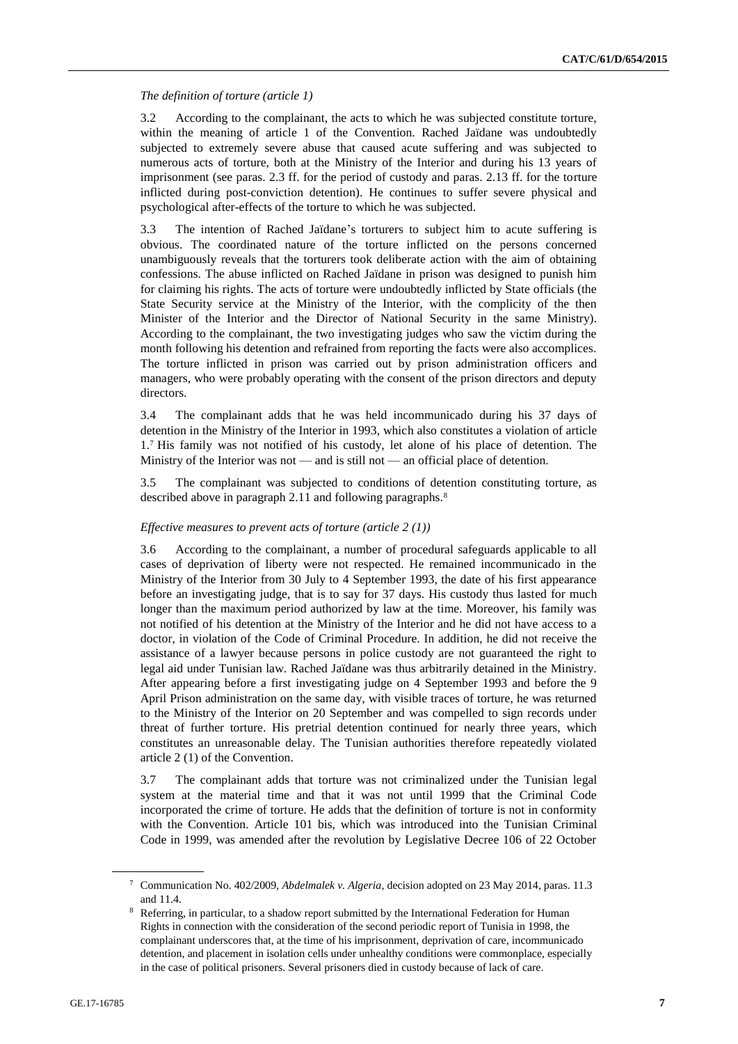*The definition of torture (article 1)*

3.2 According to the complainant, the acts to which he was subjected constitute torture, within the meaning of article 1 of the Convention. Rached Jaïdane was undoubtedly subjected to extremely severe abuse that caused acute suffering and was subjected to numerous acts of torture, both at the Ministry of the Interior and during his 13 years of imprisonment (see paras. 2.3 ff. for the period of custody and paras. 2.13 ff. for the torture inflicted during post-conviction detention). He continues to suffer severe physical and psychological after-effects of the torture to which he was subjected.

3.3 The intention of Rached Jaïdane's torturers to subject him to acute suffering is obvious. The coordinated nature of the torture inflicted on the persons concerned unambiguously reveals that the torturers took deliberate action with the aim of obtaining confessions. The abuse inflicted on Rached Jaïdane in prison was designed to punish him for claiming his rights. The acts of torture were undoubtedly inflicted by State officials (the State Security service at the Ministry of the Interior, with the complicity of the then Minister of the Interior and the Director of National Security in the same Ministry). According to the complainant, the two investigating judges who saw the victim during the month following his detention and refrained from reporting the facts were also accomplices. The torture inflicted in prison was carried out by prison administration officers and managers, who were probably operating with the consent of the prison directors and deputy directors.

3.4 The complainant adds that he was held incommunicado during his 37 days of detention in the Ministry of the Interior in 1993, which also constitutes a violation of article 1.[7] His family was not notified of his custody, let alone of his place of detention. The Ministry of the Interior was not — and is still not — an official place of detention.

3.5 The complainant was subjected to conditions of detention constituting torture, as described above in paragraph 2.11 and following paragraphs.[8]

*Effective measures to prevent acts of torture (article 2 (1))*

3.6 According to the complainant, a number of procedural safeguards applicable to all cases of deprivation of liberty were not respected. He remained incommunicado in the Ministry of the Interior from 30 July to 4 September 1993, the date of his first appearance before an investigating judge, that is to say for 37 days. His custody thus lasted for much longer than the maximum period authorized by law at the time. Moreover, his family was not notified of his detention at the Ministry of the Interior and he did not have access to a doctor, in violation of the Code of Criminal Procedure. In addition, he did not receive the assistance of a lawyer because persons in police custody are not guaranteed the right to legal aid under Tunisian law. Rached Jaïdane was thus arbitrarily detained in the Ministry. After appearing before a first investigating judge on 4 September 1993 and before the 9 April Prison administration on the same day, with visible traces of torture, he was returned to the Ministry of the Interior on 20 September and was compelled to sign records under threat of further torture. His pretrial detention continued for nearly three years, which constitutes an unreasonable delay. The Tunisian authorities therefore repeatedly violated article 2 (1) of the Convention.

3.7 The complainant adds that torture was not criminalized under the Tunisian legal system at the material time and that it was not until 1999 that the Criminal Code incorporated the crime of torture. He adds that the definition of torture is not in conformity with the Convention. Article 101 bis, which was introduced into the Tunisian Criminal Code in 1999, was amended after the revolution by Legislative Decree 106 of 22 October

---

[7] Communication No. 402/2009, *Abdelmalek v. Algeria*, decision adopted on 23 May 2014, paras. 11.3 and 11.4.

[8] Referring, in particular, to a shadow report submitted by the International Federation for Human Rights in connection with the consideration of the second periodic report of Tunisia in 1998, the complainant underscores that, at the time of his imprisonment, deprivation of care, incommunicado detention, and placement in isolation cells under unhealthy conditions were commonplace, especially in the case of political prisoners. Several prisoners died in custody because of lack of care.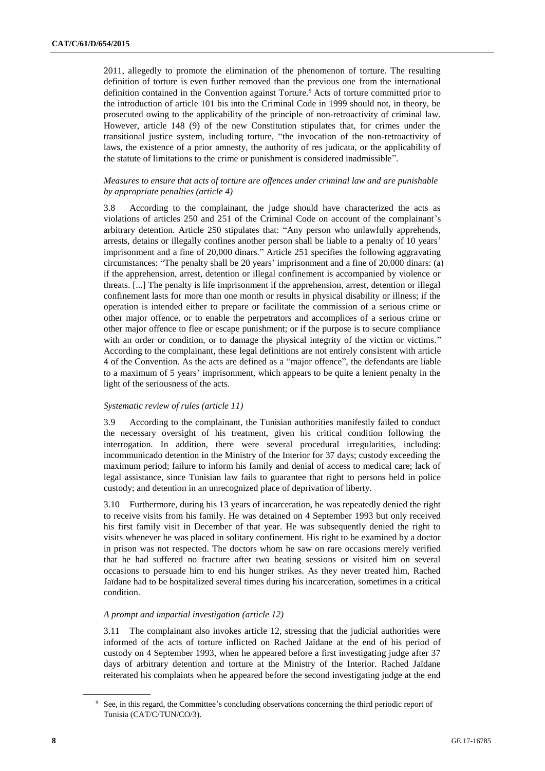2011, allegedly to promote the elimination of the phenomenon of torture. The resulting definition of torture is even further removed than the previous one from the international definition contained in the Convention against Torture.[9] Acts of torture committed prior to the introduction of article 101 bis into the Criminal Code in 1999 should not, in theory, be prosecuted owing to the applicability of the principle of non-retroactivity of criminal law. However, article 148 (9) of the new Constitution stipulates that, for crimes under the transitional justice system, including torture, "the invocation of the non-retroactivity of laws, the existence of a prior amnesty, the authority of res judicata, or the applicability of the statute of limitations to the crime or punishment is considered inadmissible".

*Measures to ensure that acts of torture are offences under criminal law and are punishable by appropriate penalties (article 4)*

3.8 According to the complainant, the judge should have characterized the acts as violations of articles 250 and 251 of the Criminal Code on account of the complainant's arbitrary detention. Article 250 stipulates that: "Any person who unlawfully apprehends, arrests, detains or illegally confines another person shall be liable to a penalty of 10 years' imprisonment and a fine of 20,000 dinars." Article 251 specifies the following aggravating circumstances: "The penalty shall be 20 years' imprisonment and a fine of 20,000 dinars: (a) if the apprehension, arrest, detention or illegal confinement is accompanied by violence or threats. [...] The penalty is life imprisonment if the apprehension, arrest, detention or illegal confinement lasts for more than one month or results in physical disability or illness; if the operation is intended either to prepare or facilitate the commission of a serious crime or other major offence, or to enable the perpetrators and accomplices of a serious crime or other major offence to flee or escape punishment; or if the purpose is to secure compliance with an order or condition, or to damage the physical integrity of the victim or victims." According to the complainant, these legal definitions are not entirely consistent with article 4 of the Convention. As the acts are defined as a "major offence", the defendants are liable to a maximum of 5 years' imprisonment, which appears to be quite a lenient penalty in the light of the seriousness of the acts.

*Systematic review of rules (article 11)*

3.9 According to the complainant, the Tunisian authorities manifestly failed to conduct the necessary oversight of his treatment, given his critical condition following the interrogation. In addition, there were several procedural irregularities, including: incommunicado detention in the Ministry of the Interior for 37 days; custody exceeding the maximum period; failure to inform his family and denial of access to medical care; lack of legal assistance, since Tunisian law fails to guarantee that right to persons held in police custody; and detention in an unrecognized place of deprivation of liberty.

3.10 Furthermore, during his 13 years of incarceration, he was repeatedly denied the right to receive visits from his family. He was detained on 4 September 1993 but only received his first family visit in December of that year. He was subsequently denied the right to visits whenever he was placed in solitary confinement. His right to be examined by a doctor in prison was not respected. The doctors whom he saw on rare occasions merely verified that he had suffered no fracture after two beating sessions or visited him on several occasions to persuade him to end his hunger strikes. As they never treated him, Rached Jaïdane had to be hospitalized several times during his incarceration, sometimes in a critical condition.

*A prompt and impartial investigation (article 12)*

3.11 The complainant also invokes article 12, stressing that the judicial authorities were informed of the acts of torture inflicted on Rached Jaïdane at the end of his period of custody on 4 September 1993, when he appeared before a first investigating judge after 37 days of arbitrary detention and torture at the Ministry of the Interior. Rached Jaïdane reiterated his complaints when he appeared before the second investigating judge at the end

[9] See, in this regard, the Committee's concluding observations concerning the third periodic report of Tunisia (CAT/C/TUN/CO/3).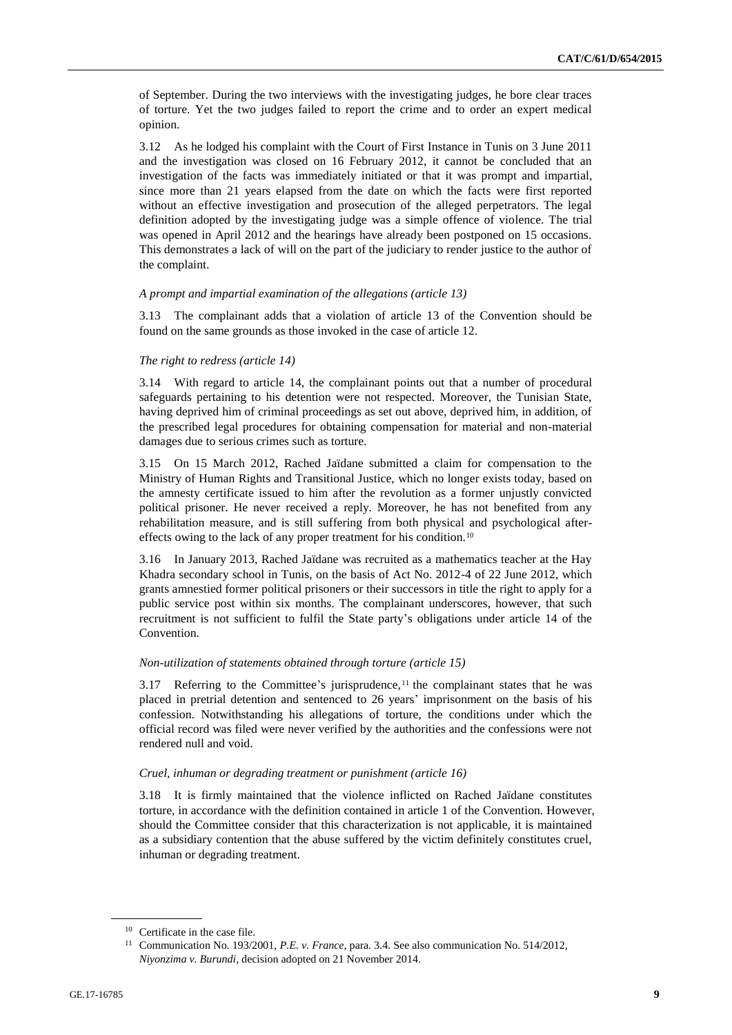of September. During the two interviews with the investigating judges, he bore clear traces of torture. Yet the two judges failed to report the crime and to order an expert medical opinion.

3.12 As he lodged his complaint with the Court of First Instance in Tunis on 3 June 2011 and the investigation was closed on 16 February 2012, it cannot be concluded that an investigation of the facts was immediately initiated or that it was prompt and impartial, since more than 21 years elapsed from the date on which the facts were first reported without an effective investigation and prosecution of the alleged perpetrators. The legal definition adopted by the investigating judge was a simple offence of violence. The trial was opened in April 2012 and the hearings have already been postponed on 15 occasions. This demonstrates a lack of will on the part of the judiciary to render justice to the author of the complaint.

*A prompt and impartial examination of the allegations (article 13)*

3.13 The complainant adds that a violation of article 13 of the Convention should be found on the same grounds as those invoked in the case of article 12.

*The right to redress (article 14)*

3.14 With regard to article 14, the complainant points out that a number of procedural safeguards pertaining to his detention were not respected. Moreover, the Tunisian State, having deprived him of criminal proceedings as set out above, deprived him, in addition, of the prescribed legal procedures for obtaining compensation for material and non-material damages due to serious crimes such as torture.

3.15 On 15 March 2012, Rached Jaïdane submitted a claim for compensation to the Ministry of Human Rights and Transitional Justice, which no longer exists today, based on the amnesty certificate issued to him after the revolution as a former unjustly convicted political prisoner. He never received a reply. Moreover, he has not benefited from any rehabilitation measure, and is still suffering from both physical and psychological after-effects owing to the lack of any proper treatment for his condition.[10]

3.16 In January 2013, Rached Jaïdane was recruited as a mathematics teacher at the Hay Khadra secondary school in Tunis, on the basis of Act No. 2012-4 of 22 June 2012, which grants amnestied former political prisoners or their successors in title the right to apply for a public service post within six months. The complainant underscores, however, that such recruitment is not sufficient to fulfil the State party's obligations under article 14 of the Convention.

*Non-utilization of statements obtained through torture (article 15)*

3.17 Referring to the Committee's jurisprudence,[11] the complainant states that he was placed in pretrial detention and sentenced to 26 years' imprisonment on the basis of his confession. Notwithstanding his allegations of torture, the conditions under which the official record was filed were never verified by the authorities and the confessions were not rendered null and void.

*Cruel, inhuman or degrading treatment or punishment (article 16)*

3.18 It is firmly maintained that the violence inflicted on Rached Jaïdane constitutes torture, in accordance with the definition contained in article 1 of the Convention. However, should the Committee consider that this characterization is not applicable, it is maintained as a subsidiary contention that the abuse suffered by the victim definitely constitutes cruel, inhuman or degrading treatment.

---

[10] Certificate in the case file.

[11] Communication No. 193/2001, *P.E. v. France*, para. 3.4. See also communication No. 514/2012, *Niyonzima v. Burundi*, decision adopted on 21 November 2014.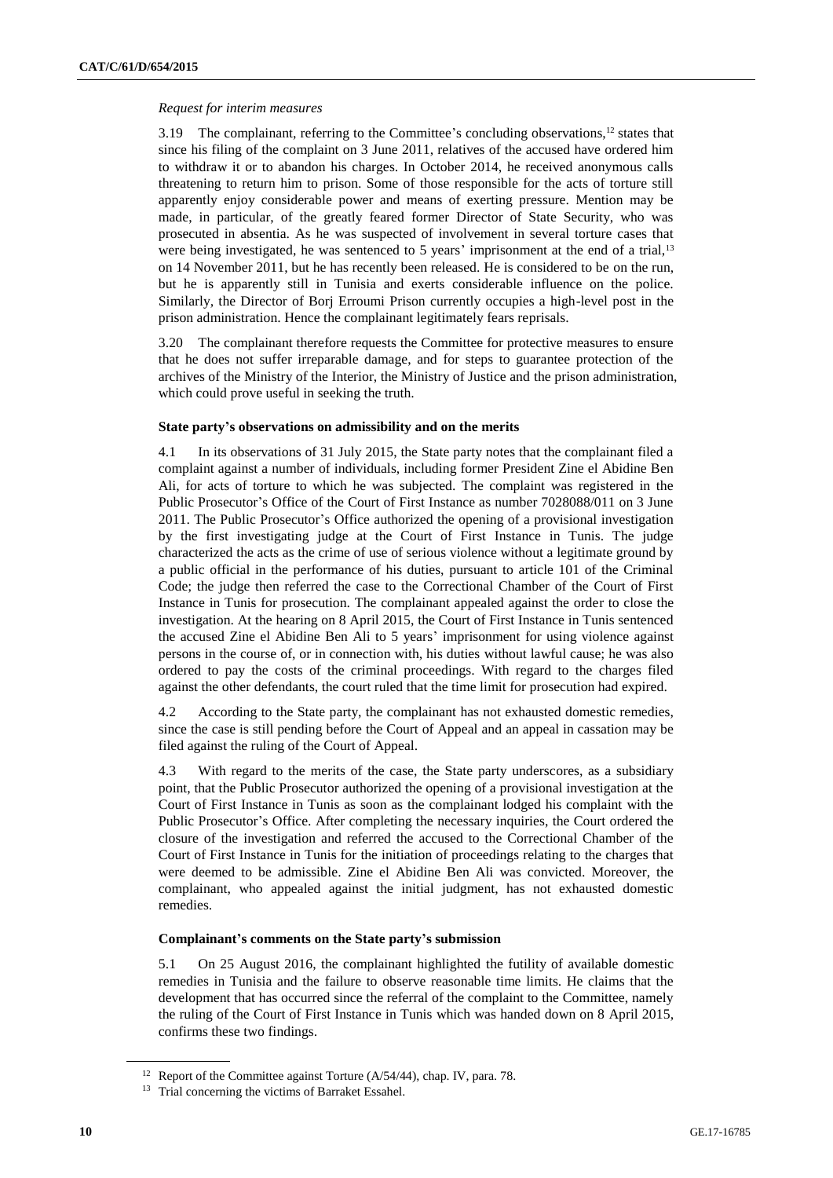*Request for interim measures*

3.19 The complainant, referring to the Committee's concluding observations,[12] states that since his filing of the complaint on 3 June 2011, relatives of the accused have ordered him to withdraw it or to abandon his charges. In October 2014, he received anonymous calls threatening to return him to prison. Some of those responsible for the acts of torture still apparently enjoy considerable power and means of exerting pressure. Mention may be made, in particular, of the greatly feared former Director of State Security, who was prosecuted in absentia. As he was suspected of involvement in several torture cases that were being investigated, he was sentenced to 5 years' imprisonment at the end of a trial,[13] on 14 November 2011, but he has recently been released. He is considered to be on the run, but he is apparently still in Tunisia and exerts considerable influence on the police. Similarly, the Director of Borj Erroumi Prison currently occupies a high-level post in the prison administration. Hence the complainant legitimately fears reprisals.

3.20 The complainant therefore requests the Committee for protective measures to ensure that he does not suffer irreparable damage, and for steps to guarantee protection of the archives of the Ministry of the Interior, the Ministry of Justice and the prison administration, which could prove useful in seeking the truth.

**State party's observations on admissibility and on the merits**

4.1 In its observations of 31 July 2015, the State party notes that the complainant filed a complaint against a number of individuals, including former President Zine el Abidine Ben Ali, for acts of torture to which he was subjected. The complaint was registered in the Public Prosecutor's Office of the Court of First Instance as number 7028088/011 on 3 June 2011. The Public Prosecutor's Office authorized the opening of a provisional investigation by the first investigating judge at the Court of First Instance in Tunis. The judge characterized the acts as the crime of use of serious violence without a legitimate ground by a public official in the performance of his duties, pursuant to article 101 of the Criminal Code; the judge then referred the case to the Correctional Chamber of the Court of First Instance in Tunis for prosecution. The complainant appealed against the order to close the investigation. At the hearing on 8 April 2015, the Court of First Instance in Tunis sentenced the accused Zine el Abidine Ben Ali to 5 years' imprisonment for using violence against persons in the course of, or in connection with, his duties without lawful cause; he was also ordered to pay the costs of the criminal proceedings. With regard to the charges filed against the other defendants, the court ruled that the time limit for prosecution had expired.

4.2 According to the State party, the complainant has not exhausted domestic remedies, since the case is still pending before the Court of Appeal and an appeal in cassation may be filed against the ruling of the Court of Appeal.

4.3 With regard to the merits of the case, the State party underscores, as a subsidiary point, that the Public Prosecutor authorized the opening of a provisional investigation at the Court of First Instance in Tunis as soon as the complainant lodged his complaint with the Public Prosecutor's Office. After completing the necessary inquiries, the Court ordered the closure of the investigation and referred the accused to the Correctional Chamber of the Court of First Instance in Tunis for the initiation of proceedings relating to the charges that were deemed to be admissible. Zine el Abidine Ben Ali was convicted. Moreover, the complainant, who appealed against the initial judgment, has not exhausted domestic remedies.

**Complainant's comments on the State party's submission**

5.1 On 25 August 2016, the complainant highlighted the futility of available domestic remedies in Tunisia and the failure to observe reasonable time limits. He claims that the development that has occurred since the referral of the complaint to the Committee, namely the ruling of the Court of First Instance in Tunis which was handed down on 8 April 2015, confirms these two findings.

[12] Report of the Committee against Torture (A/54/44), chap. IV, para. 78.

[13] Trial concerning the victims of Barraket Essahel.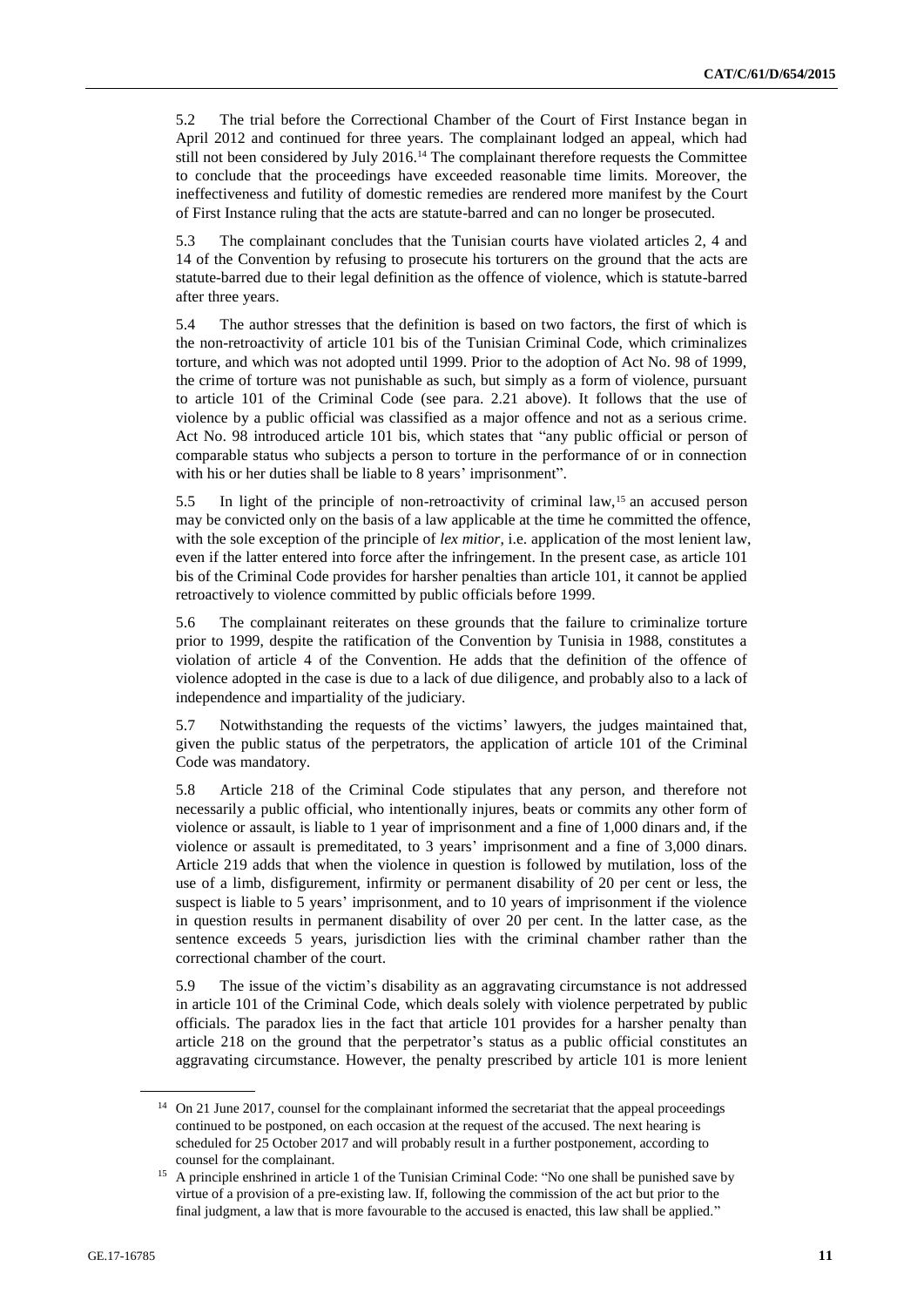5.2 The trial before the Correctional Chamber of the Court of First Instance began in April 2012 and continued for three years. The complainant lodged an appeal, which had still not been considered by July 2016.[14] The complainant therefore requests the Committee to conclude that the proceedings have exceeded reasonable time limits. Moreover, the ineffectiveness and futility of domestic remedies are rendered more manifest by the Court of First Instance ruling that the acts are statute-barred and can no longer be prosecuted.

5.3 The complainant concludes that the Tunisian courts have violated articles 2, 4 and 14 of the Convention by refusing to prosecute his torturers on the ground that the acts are statute-barred due to their legal definition as the offence of violence, which is statute-barred after three years.

5.4 The author stresses that the definition is based on two factors, the first of which is the non-retroactivity of article 101 bis of the Tunisian Criminal Code, which criminalizes torture, and which was not adopted until 1999. Prior to the adoption of Act No. 98 of 1999, the crime of torture was not punishable as such, but simply as a form of violence, pursuant to article 101 of the Criminal Code (see para. 2.21 above). It follows that the use of violence by a public official was classified as a major offence and not as a serious crime. Act No. 98 introduced article 101 bis, which states that "any public official or person of comparable status who subjects a person to torture in the performance of or in connection with his or her duties shall be liable to 8 years' imprisonment".

5.5 In light of the principle of non-retroactivity of criminal law,[15] an accused person may be convicted only on the basis of a law applicable at the time he committed the offence, with the sole exception of the principle of *lex mitior*, i.e. application of the most lenient law, even if the latter entered into force after the infringement. In the present case, as article 101 bis of the Criminal Code provides for harsher penalties than article 101, it cannot be applied retroactively to violence committed by public officials before 1999.

5.6 The complainant reiterates on these grounds that the failure to criminalize torture prior to 1999, despite the ratification of the Convention by Tunisia in 1988, constitutes a violation of article 4 of the Convention. He adds that the definition of the offence of violence adopted in the case is due to a lack of due diligence, and probably also to a lack of independence and impartiality of the judiciary.

5.7 Notwithstanding the requests of the victims' lawyers, the judges maintained that, given the public status of the perpetrators, the application of article 101 of the Criminal Code was mandatory.

5.8 Article 218 of the Criminal Code stipulates that any person, and therefore not necessarily a public official, who intentionally injures, beats or commits any other form of violence or assault, is liable to 1 year of imprisonment and a fine of 1,000 dinars and, if the violence or assault is premeditated, to 3 years' imprisonment and a fine of 3,000 dinars. Article 219 adds that when the violence in question is followed by mutilation, loss of the use of a limb, disfigurement, infirmity or permanent disability of 20 per cent or less, the suspect is liable to 5 years' imprisonment, and to 10 years of imprisonment if the violence in question results in permanent disability of over 20 per cent. In the latter case, as the sentence exceeds 5 years, jurisdiction lies with the criminal chamber rather than the correctional chamber of the court.

5.9 The issue of the victim's disability as an aggravating circumstance is not addressed in article 101 of the Criminal Code, which deals solely with violence perpetrated by public officials. The paradox lies in the fact that article 101 provides for a harsher penalty than article 218 on the ground that the perpetrator's status as a public official constitutes an aggravating circumstance. However, the penalty prescribed by article 101 is more lenient

---

[14] On 21 June 2017, counsel for the complainant informed the secretariat that the appeal proceedings continued to be postponed, on each occasion at the request of the accused. The next hearing is scheduled for 25 October 2017 and will probably result in a further postponement, according to counsel for the complainant.

[15] A principle enshrined in article 1 of the Tunisian Criminal Code: "No one shall be punished save by virtue of a provision of a pre-existing law. If, following the commission of the act but prior to the final judgment, a law that is more favourable to the accused is enacted, this law shall be applied."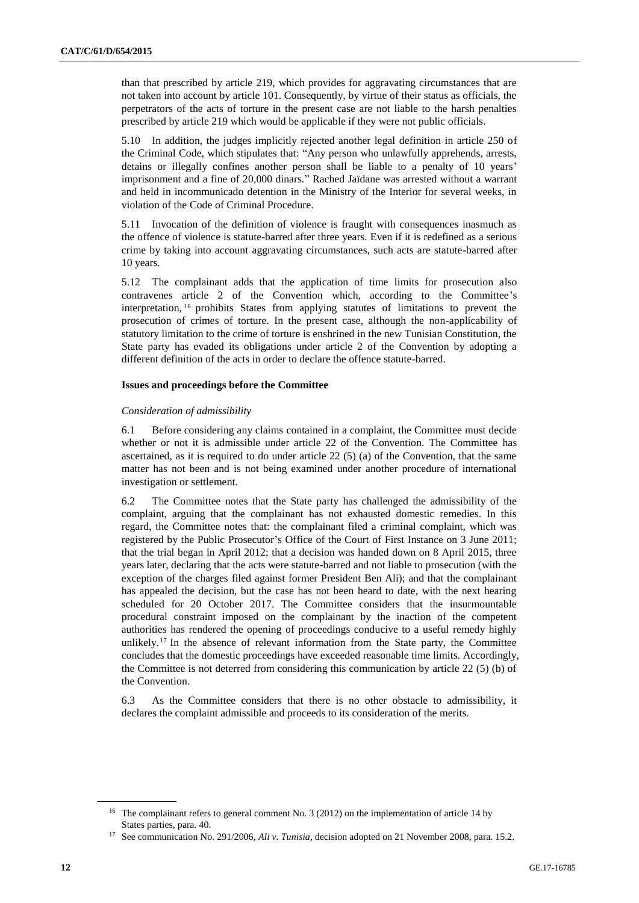than that prescribed by article 219, which provides for aggravating circumstances that are not taken into account by article 101. Consequently, by virtue of their status as officials, the perpetrators of the acts of torture in the present case are not liable to the harsh penalties prescribed by article 219 which would be applicable if they were not public officials.

5.10 In addition, the judges implicitly rejected another legal definition in article 250 of the Criminal Code, which stipulates that: "Any person who unlawfully apprehends, arrests, detains or illegally confines another person shall be liable to a penalty of 10 years' imprisonment and a fine of 20,000 dinars." Rached Jaïdane was arrested without a warrant and held in incommunicado detention in the Ministry of the Interior for several weeks, in violation of the Code of Criminal Procedure.

5.11 Invocation of the definition of violence is fraught with consequences inasmuch as the offence of violence is statute-barred after three years. Even if it is redefined as a serious crime by taking into account aggravating circumstances, such acts are statute-barred after 10 years.

5.12 The complainant adds that the application of time limits for prosecution also contravenes article 2 of the Convention which, according to the Committee's interpretation,[16] prohibits States from applying statutes of limitations to prevent the prosecution of crimes of torture. In the present case, although the non-applicability of statutory limitation to the crime of torture is enshrined in the new Tunisian Constitution, the State party has evaded its obligations under article 2 of the Convention by adopting a different definition of the acts in order to declare the offence statute-barred.

### Issues and proceedings before the Committee

*Consideration of admissibility*

6.1 Before considering any claims contained in a complaint, the Committee must decide whether or not it is admissible under article 22 of the Convention. The Committee has ascertained, as it is required to do under article 22 (5) (a) of the Convention, that the same matter has not been and is not being examined under another procedure of international investigation or settlement.

6.2 The Committee notes that the State party has challenged the admissibility of the complaint, arguing that the complainant has not exhausted domestic remedies. In this regard, the Committee notes that: the complainant filed a criminal complaint, which was registered by the Public Prosecutor's Office of the Court of First Instance on 3 June 2011; that the trial began in April 2012; that a decision was handed down on 8 April 2015, three years later, declaring that the acts were statute-barred and not liable to prosecution (with the exception of the charges filed against former President Ben Ali); and that the complainant has appealed the decision, but the case has not been heard to date, with the next hearing scheduled for 20 October 2017. The Committee considers that the insurmountable procedural constraint imposed on the complainant by the inaction of the competent authorities has rendered the opening of proceedings conducive to a useful remedy highly unlikely.[17] In the absence of relevant information from the State party, the Committee concludes that the domestic proceedings have exceeded reasonable time limits. Accordingly, the Committee is not deterred from considering this communication by article 22 (5) (b) of the Convention.

6.3 As the Committee considers that there is no other obstacle to admissibility, it declares the complaint admissible and proceeds to its consideration of the merits.

---

[16] The complainant refers to general comment No. 3 (2012) on the implementation of article 14 by States parties, para. 40.

[17] See communication No. 291/2006, *Ali v. Tunisia*, decision adopted on 21 November 2008, para. 15.2.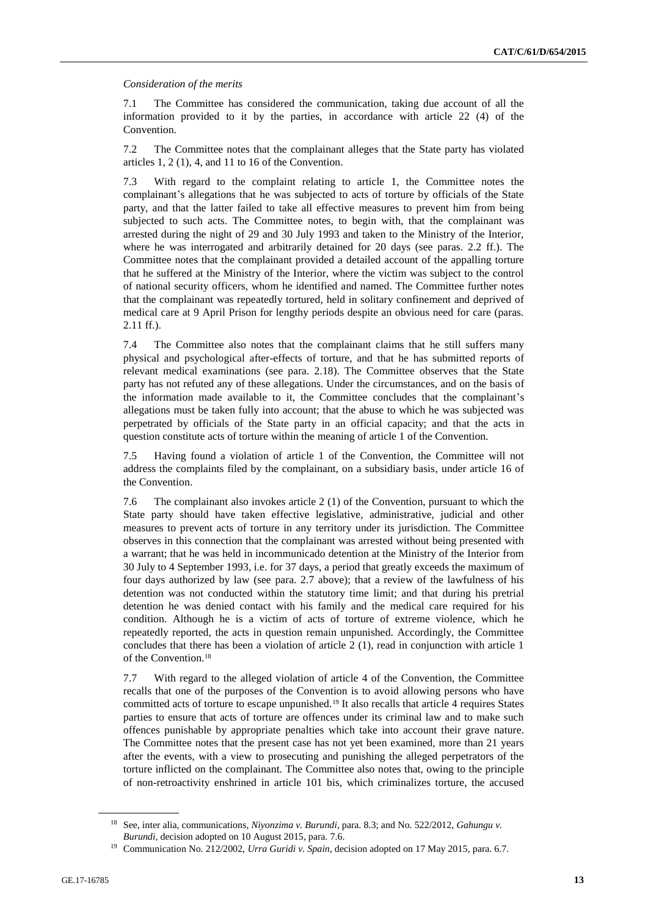*Consideration of the merits*

7.1 The Committee has considered the communication, taking due account of all the information provided to it by the parties, in accordance with article 22 (4) of the Convention.

7.2 The Committee notes that the complainant alleges that the State party has violated articles 1, 2 (1), 4, and 11 to 16 of the Convention.

7.3 With regard to the complaint relating to article 1, the Committee notes the complainant's allegations that he was subjected to acts of torture by officials of the State party, and that the latter failed to take all effective measures to prevent him from being subjected to such acts. The Committee notes, to begin with, that the complainant was arrested during the night of 29 and 30 July 1993 and taken to the Ministry of the Interior, where he was interrogated and arbitrarily detained for 20 days (see paras. 2.2 ff.). The Committee notes that the complainant provided a detailed account of the appalling torture that he suffered at the Ministry of the Interior, where the victim was subject to the control of national security officers, whom he identified and named. The Committee further notes that the complainant was repeatedly tortured, held in solitary confinement and deprived of medical care at 9 April Prison for lengthy periods despite an obvious need for care (paras. 2.11 ff.).

7.4 The Committee also notes that the complainant claims that he still suffers many physical and psychological after-effects of torture, and that he has submitted reports of relevant medical examinations (see para. 2.18). The Committee observes that the State party has not refuted any of these allegations. Under the circumstances, and on the basis of the information made available to it, the Committee concludes that the complainant's allegations must be taken fully into account; that the abuse to which he was subjected was perpetrated by officials of the State party in an official capacity; and that the acts in question constitute acts of torture within the meaning of article 1 of the Convention.

7.5 Having found a violation of article 1 of the Convention, the Committee will not address the complaints filed by the complainant, on a subsidiary basis, under article 16 of the Convention.

7.6 The complainant also invokes article 2 (1) of the Convention, pursuant to which the State party should have taken effective legislative, administrative, judicial and other measures to prevent acts of torture in any territory under its jurisdiction. The Committee observes in this connection that the complainant was arrested without being presented with a warrant; that he was held in incommunicado detention at the Ministry of the Interior from 30 July to 4 September 1993, i.e. for 37 days, a period that greatly exceeds the maximum of four days authorized by law (see para. 2.7 above); that a review of the lawfulness of his detention was not conducted within the statutory time limit; and that during his pretrial detention he was denied contact with his family and the medical care required for his condition. Although he is a victim of acts of torture of extreme violence, which he repeatedly reported, the acts in question remain unpunished. Accordingly, the Committee concludes that there has been a violation of article 2 (1), read in conjunction with article 1 of the Convention.[18]

7.7 With regard to the alleged violation of article 4 of the Convention, the Committee recalls that one of the purposes of the Convention is to avoid allowing persons who have committed acts of torture to escape unpunished.[19] It also recalls that article 4 requires States parties to ensure that acts of torture are offences under its criminal law and to make such offences punishable by appropriate penalties which take into account their grave nature. The Committee notes that the present case has not yet been examined, more than 21 years after the events, with a view to prosecuting and punishing the alleged perpetrators of the torture inflicted on the complainant. The Committee also notes that, owing to the principle of non-retroactivity enshrined in article 101 bis, which criminalizes torture, the accused

---

[18] See, inter alia, communications, *Niyonzima v. Burundi*, para. 8.3; and No. 522/2012, *Gahungu v. Burundi*, decision adopted on 10 August 2015, para. 7.6.

[19] Communication No. 212/2002, *Urra Guridi v. Spain*, decision adopted on 17 May 2015, para. 6.7.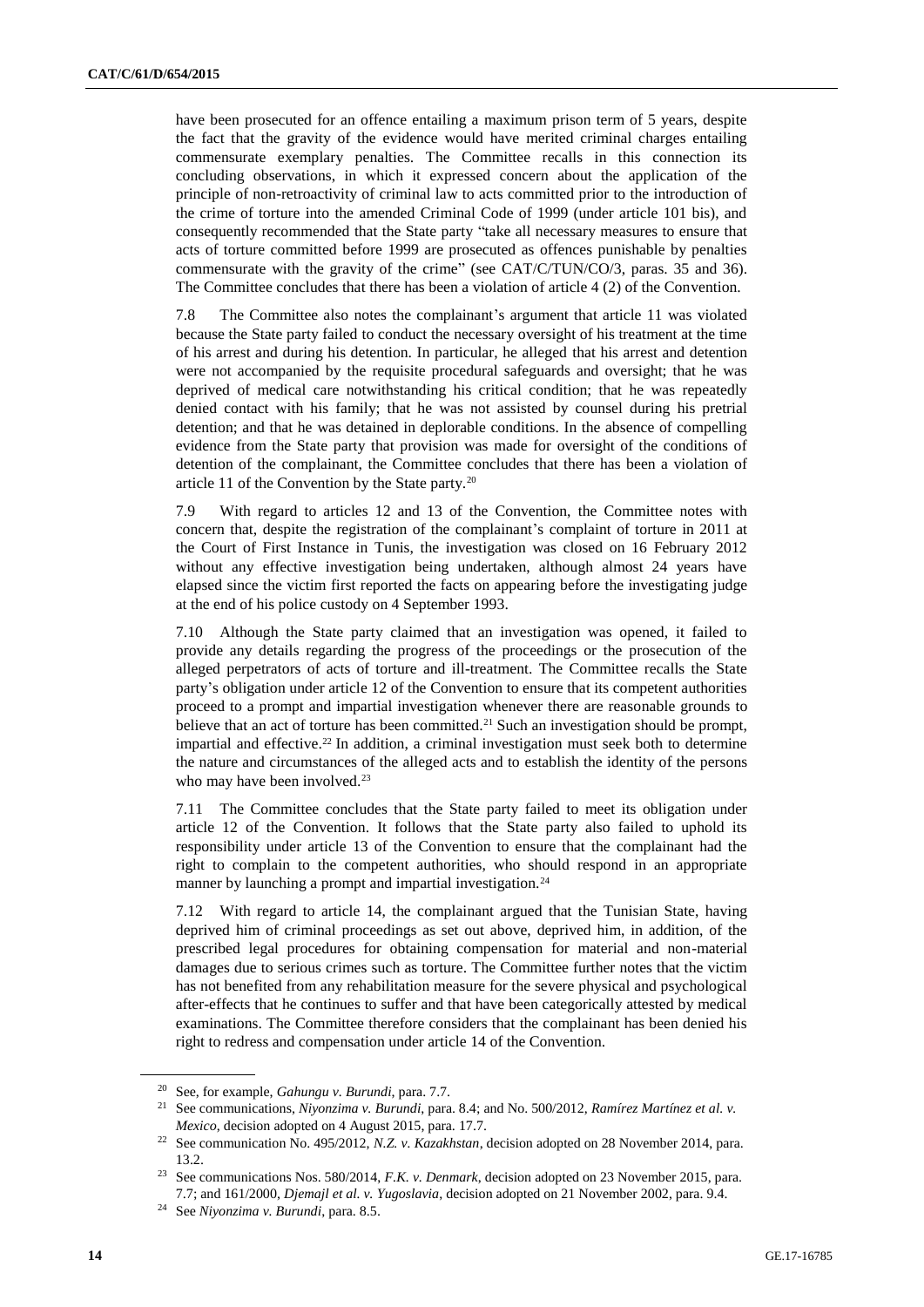have been prosecuted for an offence entailing a maximum prison term of 5 years, despite the fact that the gravity of the evidence would have merited criminal charges entailing commensurate exemplary penalties. The Committee recalls in this connection its concluding observations, in which it expressed concern about the application of the principle of non-retroactivity of criminal law to acts committed prior to the introduction of the crime of torture into the amended Criminal Code of 1999 (under article 101 bis), and consequently recommended that the State party "take all necessary measures to ensure that acts of torture committed before 1999 are prosecuted as offences punishable by penalties commensurate with the gravity of the crime" (see CAT/C/TUN/CO/3, paras. 35 and 36). The Committee concludes that there has been a violation of article 4 (2) of the Convention.

7.8 The Committee also notes the complainant's argument that article 11 was violated because the State party failed to conduct the necessary oversight of his treatment at the time of his arrest and during his detention. In particular, he alleged that his arrest and detention were not accompanied by the requisite procedural safeguards and oversight; that he was deprived of medical care notwithstanding his critical condition; that he was repeatedly denied contact with his family; that he was not assisted by counsel during his pretrial detention; and that he was detained in deplorable conditions. In the absence of compelling evidence from the State party that provision was made for oversight of the conditions of detention of the complainant, the Committee concludes that there has been a violation of article 11 of the Convention by the State party.[20]

7.9 With regard to articles 12 and 13 of the Convention, the Committee notes with concern that, despite the registration of the complainant's complaint of torture in 2011 at the Court of First Instance in Tunis, the investigation was closed on 16 February 2012 without any effective investigation being undertaken, although almost 24 years have elapsed since the victim first reported the facts on appearing before the investigating judge at the end of his police custody on 4 September 1993.

7.10 Although the State party claimed that an investigation was opened, it failed to provide any details regarding the progress of the proceedings or the prosecution of the alleged perpetrators of acts of torture and ill-treatment. The Committee recalls the State party's obligation under article 12 of the Convention to ensure that its competent authorities proceed to a prompt and impartial investigation whenever there are reasonable grounds to believe that an act of torture has been committed.[21] Such an investigation should be prompt, impartial and effective.[22] In addition, a criminal investigation must seek both to determine the nature and circumstances of the alleged acts and to establish the identity of the persons who may have been involved.[23]

7.11 The Committee concludes that the State party failed to meet its obligation under article 12 of the Convention. It follows that the State party also failed to uphold its responsibility under article 13 of the Convention to ensure that the complainant had the right to complain to the competent authorities, who should respond in an appropriate manner by launching a prompt and impartial investigation.[24]

7.12 With regard to article 14, the complainant argued that the Tunisian State, having deprived him of criminal proceedings as set out above, deprived him, in addition, of the prescribed legal procedures for obtaining compensation for material and non-material damages due to serious crimes such as torture. The Committee further notes that the victim has not benefited from any rehabilitation measure for the severe physical and psychological after-effects that he continues to suffer and that have been categorically attested by medical examinations. The Committee therefore considers that the complainant has been denied his right to redress and compensation under article 14 of the Convention.

---

[20] See, for example, *Gahungu v. Burundi*, para. 7.7.

[21] See communications, *Niyonzima v. Burundi*, para. 8.4; and No. 500/2012, *Ramírez Martínez et al. v. Mexico*, decision adopted on 4 August 2015, para. 17.7.

[22] See communication No. 495/2012, *N.Z. v. Kazakhstan*, decision adopted on 28 November 2014, para. 13.2.

[23] See communications Nos. 580/2014, *F.K. v. Denmark*, decision adopted on 23 November 2015, para. 7.7; and 161/2000, *Djemajl et al. v. Yugoslavia*, decision adopted on 21 November 2002, para. 9.4.

[24] See *Niyonzima v. Burundi*, para. 8.5.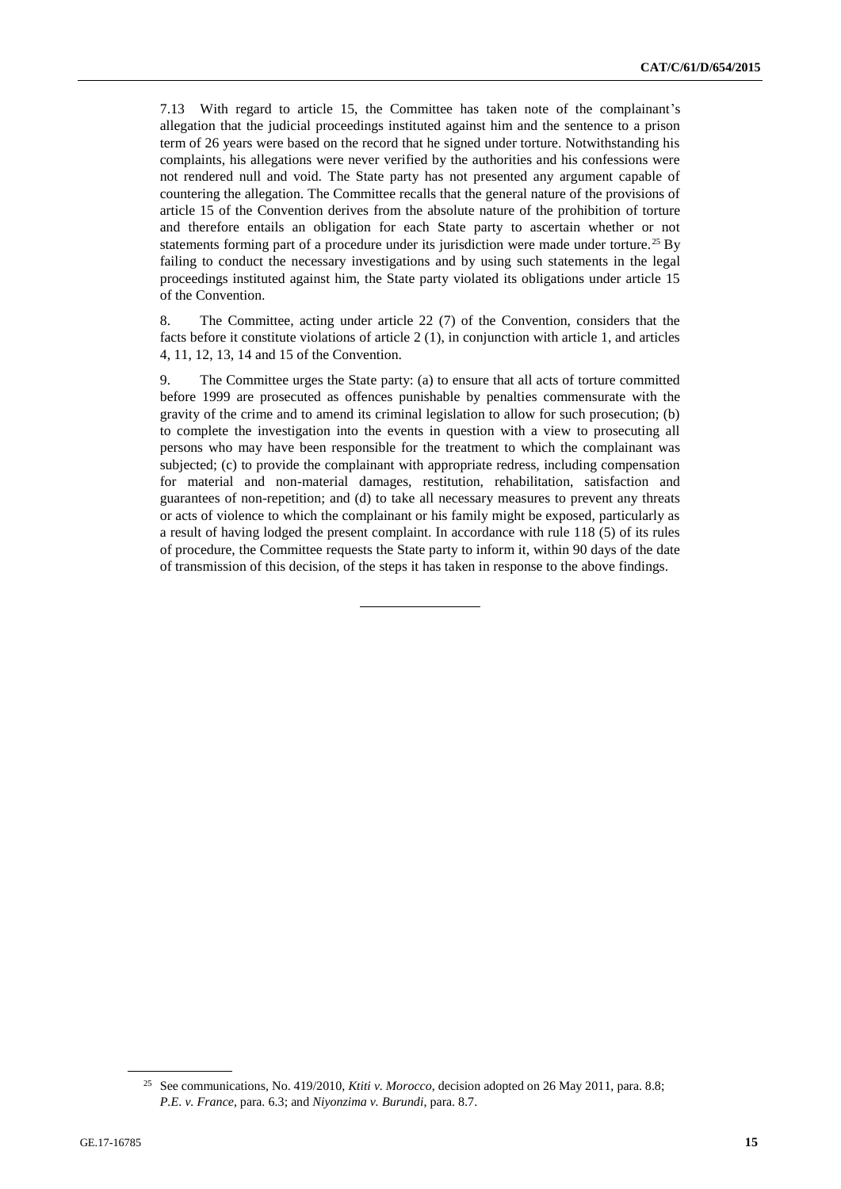7.13 With regard to article 15, the Committee has taken note of the complainant's allegation that the judicial proceedings instituted against him and the sentence to a prison term of 26 years were based on the record that he signed under torture. Notwithstanding his complaints, his allegations were never verified by the authorities and his confessions were not rendered null and void. The State party has not presented any argument capable of countering the allegation. The Committee recalls that the general nature of the provisions of article 15 of the Convention derives from the absolute nature of the prohibition of torture and therefore entails an obligation for each State party to ascertain whether or not statements forming part of a procedure under its jurisdiction were made under torture.[25] By failing to conduct the necessary investigations and by using such statements in the legal proceedings instituted against him, the State party violated its obligations under article 15 of the Convention.

8. The Committee, acting under article 22 (7) of the Convention, considers that the facts before it constitute violations of article 2 (1), in conjunction with article 1, and articles 4, 11, 12, 13, 14 and 15 of the Convention.

9. The Committee urges the State party: (a) to ensure that all acts of torture committed before 1999 are prosecuted as offences punishable by penalties commensurate with the gravity of the crime and to amend its criminal legislation to allow for such prosecution; (b) to complete the investigation into the events in question with a view to prosecuting all persons who may have been responsible for the treatment to which the complainant was subjected; (c) to provide the complainant with appropriate redress, including compensation for material and non-material damages, restitution, rehabilitation, satisfaction and guarantees of non-repetition; and (d) to take all necessary measures to prevent any threats or acts of violence to which the complainant or his family might be exposed, particularly as a result of having lodged the present complaint. In accordance with rule 118 (5) of its rules of procedure, the Committee requests the State party to inform it, within 90 days of the date of transmission of this decision, of the steps it has taken in response to the above findings.

---

[25] See communications, No. 419/2010, *Ktiti v. Morocco*, decision adopted on 26 May 2011, para. 8.8; *P.E. v. France*, para. 6.3; and *Niyonzima v. Burundi*, para. 8.7.